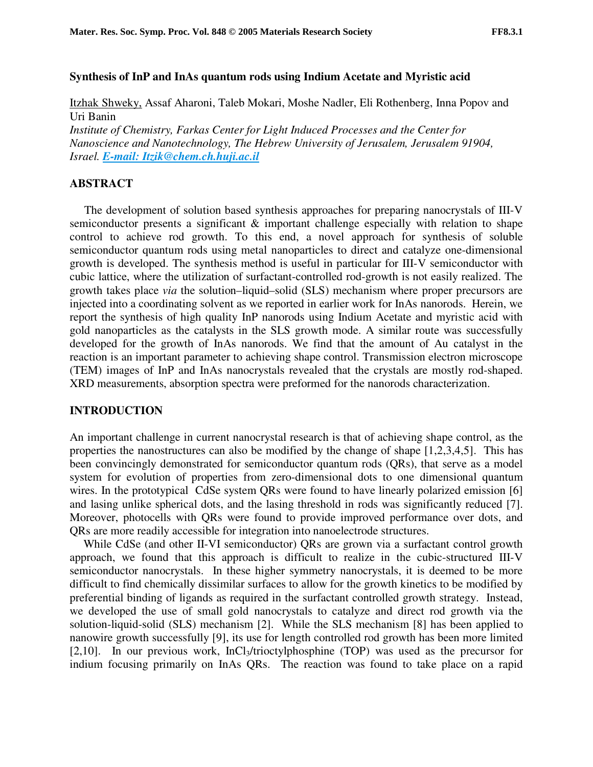## Synthesis of InP and InAs quantum rods using Indium Acetate and Myristic acid

Itzhak Shweky, Assaf Aharoni, Taleb Mokari, Moshe Nadler, Eli Rothenberg, Inna Popov and Uri Banin

*Institute of Chemistry, Farkas Center for Light Induced Processes and the Center for Nanoscience and Nanotechnology, The Hebrew University of Jerusalem, Jerusalem 91904, Israel.* ***E-mail: Itzik@chem.ch.huji.ac.il***

## ABSTRACT

The development of solution based synthesis approaches for preparing nanocrystals of III-V semiconductor presents a significant & important challenge especially with relation to shape control to achieve rod growth. To this end, a novel approach for synthesis of soluble semiconductor quantum rods using metal nanoparticles to direct and catalyze one-dimensional growth is developed. The synthesis method is useful in particular for III-V semiconductor with cubic lattice, where the utilization of surfactant-controlled rod-growth is not easily realized. The growth takes place *via* the solution–liquid–solid (SLS) mechanism where proper precursors are injected into a coordinating solvent as we reported in earlier work for InAs nanorods. Herein, we report the synthesis of high quality InP nanorods using Indium Acetate and myristic acid with gold nanoparticles as the catalysts in the SLS growth mode. A similar route was successfully developed for the growth of InAs nanorods. We find that the amount of Au catalyst in the reaction is an important parameter to achieving shape control. Transmission electron microscope (TEM) images of InP and InAs nanocrystals revealed that the crystals are mostly rod-shaped. XRD measurements, absorption spectra were preformed for the nanorods characterization.

## INTRODUCTION

An important challenge in current nanocrystal research is that of achieving shape control, as the properties the nanostructures can also be modified by the change of shape [1,2,3,4,5]. This has been convincingly demonstrated for semiconductor quantum rods (QRs), that serve as a model system for evolution of properties from zero-dimensional dots to one dimensional quantum wires. In the prototypical CdSe system QRs were found to have linearly polarized emission [6] and lasing unlike spherical dots, and the lasing threshold in rods was significantly reduced [7]. Moreover, photocells with QRs were found to provide improved performance over dots, and QRs are more readily accessible for integration into nanoelectrode structures.

While CdSe (and other II-VI semiconductor) QRs are grown via a surfactant control growth approach, we found that this approach is difficult to realize in the cubic-structured III-V semiconductor nanocrystals. In these higher symmetry nanocrystals, it is deemed to be more difficult to find chemically dissimilar surfaces to allow for the growth kinetics to be modified by preferential binding of ligands as required in the surfactant controlled growth strategy. Instead, we developed the use of small gold nanocrystals to catalyze and direct rod growth via the solution-liquid-solid (SLS) mechanism [2]. While the SLS mechanism [8] has been applied to nanowire growth successfully [9], its use for length controlled rod growth has been more limited [2,10]. In our previous work, $InCl_3$/trioctylphosphine (TOP) was used as the precursor for indium focusing primarily on InAs QRs. The reaction was found to take place on a rapid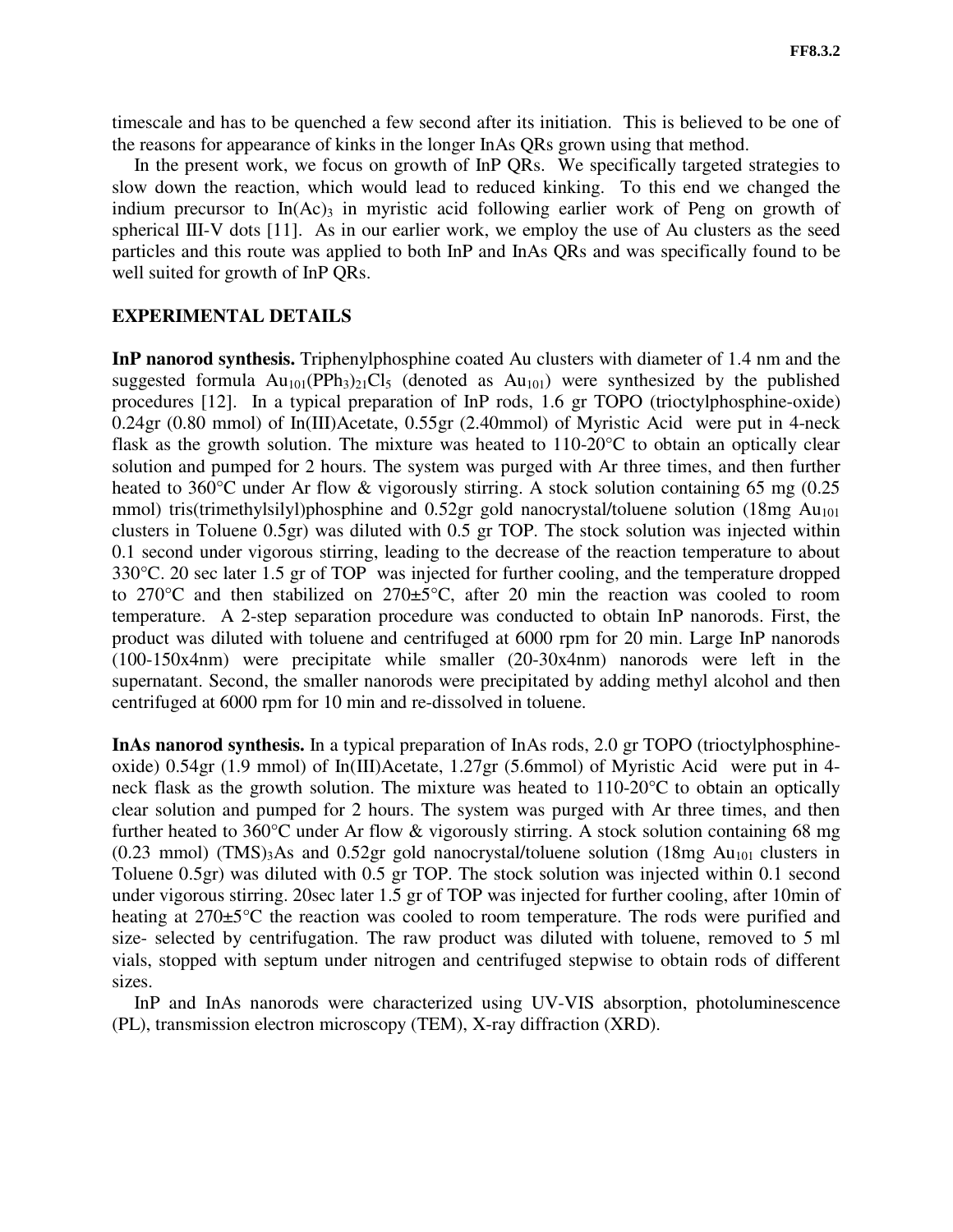timescale and has to be quenched a few second after its initiation. This is believed to be one of the reasons for appearance of kinks in the longer InAs QRs grown using that method.

In the present work, we focus on growth of InP QRs. We specifically targeted strategies to slow down the reaction, which would lead to reduced kinking. To this end we changed the indium precursor to $In(Ac)_3$ in myristic acid following earlier work of Peng on growth of spherical III-V dots [11]. As in our earlier work, we employ the use of Au clusters as the seed particles and this route was applied to both InP and InAs QRs and was specifically found to be well suited for growth of InP QRs.

## EXPERIMENTAL DETAILS

**InP nanorod synthesis.** Triphenylphosphine coated Au clusters with diameter of 1.4 nm and the suggested formula $Au_{101}(PPh_3)_{21}Cl_5$ (denoted as $Au_{101}$) were synthesized by the published procedures [12]. In a typical preparation of InP rods, 1.6 gr TOPO (trioctylphosphine-oxide) 0.24gr (0.80 mmol) of In(III)Acetate, 0.55gr (2.40mmol) of Myristic Acid were put in 4-neck flask as the growth solution. The mixture was heated to 110-20°C to obtain an optically clear solution and pumped for 2 hours. The system was purged with Ar three times, and then further heated to 360°C under Ar flow & vigorously stirring. A stock solution containing 65 mg (0.25 mmol) tris(trimethylsilyl)phosphine and 0.52gr gold nanocrystal/toluene solution (18mg $Au_{101}$ clusters in Toluene 0.5gr) was diluted with 0.5 gr TOP. The stock solution was injected within 0.1 second under vigorous stirring, leading to the decrease of the reaction temperature to about 330°C. 20 sec later 1.5 gr of TOP was injected for further cooling, and the temperature dropped to 270°C and then stabilized on 270±5°C, after 20 min the reaction was cooled to room temperature. A 2-step separation procedure was conducted to obtain InP nanorods. First, the product was diluted with toluene and centrifuged at 6000 rpm for 20 min. Large InP nanorods (100-150x4nm) were precipitate while smaller (20-30x4nm) nanorods were left in the supernatant. Second, the smaller nanorods were precipitated by adding methyl alcohol and then centrifuged at 6000 rpm for 10 min and re-dissolved in toluene.

**InAs nanorod synthesis.** In a typical preparation of InAs rods, 2.0 gr TOPO (trioctylphosphine-oxide) 0.54gr (1.9 mmol) of In(III)Acetate, 1.27gr (5.6mmol) of Myristic Acid were put in 4-neck flask as the growth solution. The mixture was heated to 110-20°C to obtain an optically clear solution and pumped for 2 hours. The system was purged with Ar three times, and then further heated to 360°C under Ar flow & vigorously stirring. A stock solution containing 68 mg (0.23 mmol) $(TMS)_3As$ and 0.52gr gold nanocrystal/toluene solution (18mg $Au_{101}$ clusters in Toluene 0.5gr) was diluted with 0.5 gr TOP. The stock solution was injected within 0.1 second under vigorous stirring. 20sec later 1.5 gr of TOP was injected for further cooling, after 10min of heating at 270±5°C the reaction was cooled to room temperature. The rods were purified and size- selected by centrifugation. The raw product was diluted with toluene, removed to 5 ml vials, stopped with septum under nitrogen and centrifuged stepwise to obtain rods of different sizes.

InP and InAs nanorods were characterized using UV-VIS absorption, photoluminescence (PL), transmission electron microscopy (TEM), X-ray diffraction (XRD).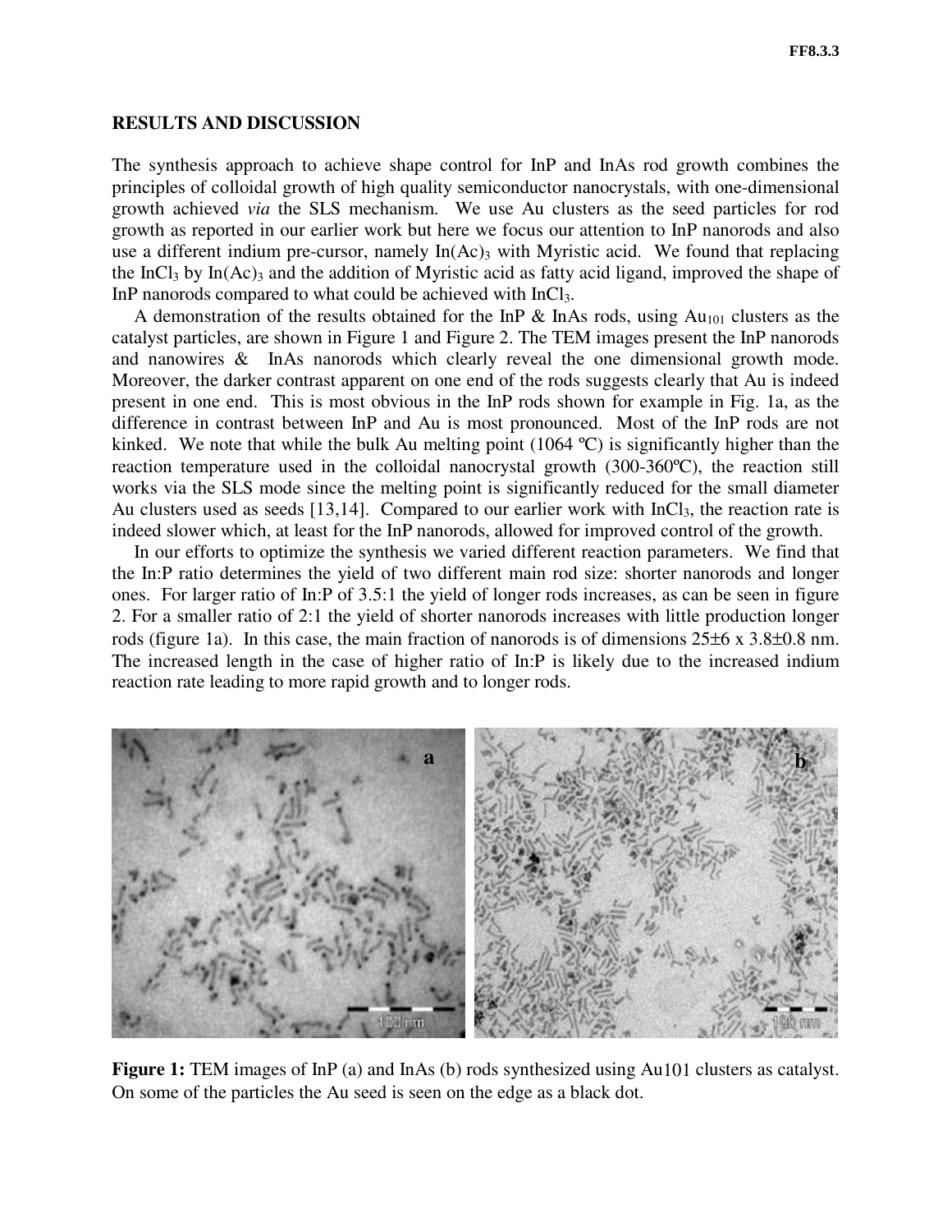## RESULTS AND DISCUSSION

The synthesis approach to achieve shape control for InP and InAs rod growth combines the principles of colloidal growth of high quality semiconductor nanocrystals, with one-dimensional growth achieved *via* the SLS mechanism. We use Au clusters as the seed particles for rod growth as reported in our earlier work but here we focus our attention to InP nanorods and also use a different indium pre-cursor, namely $In(Ac)_3$ with Myristic acid. We found that replacing the $InCl_3$ by $In(Ac)_3$ and the addition of Myristic acid as fatty acid ligand, improved the shape of InP nanorods compared to what could be achieved with $InCl_3$.

A demonstration of the results obtained for the InP & InAs rods, using $Au_{101}$ clusters as the catalyst particles, are shown in Figure 1 and Figure 2. The TEM images present the InP nanorods and nanowires & InAs nanorods which clearly reveal the one dimensional growth mode. Moreover, the darker contrast apparent on one end of the rods suggests clearly that Au is indeed present in one end. This is most obvious in the InP rods shown for example in Fig. 1a, as the difference in contrast between InP and Au is most pronounced. Most of the InP rods are not kinked. We note that while the bulk Au melting point (1064 ºC) is significantly higher than the reaction temperature used in the colloidal nanocrystal growth (300-360ºC), the reaction still works via the SLS mode since the melting point is significantly reduced for the small diameter Au clusters used as seeds [13,14]. Compared to our earlier work with $InCl_3$, the reaction rate is indeed slower which, at least for the InP nanorods, allowed for improved control of the growth.

In our efforts to optimize the synthesis we varied different reaction parameters. We find that the In:P ratio determines the yield of two different main rod size: shorter nanorods and longer ones. For larger ratio of In:P of 3.5:1 the yield of longer rods increases, as can be seen in figure 2. For a smaller ratio of 2:1 the yield of shorter nanorods increases with little production longer rods (figure 1a). In this case, the main fraction of nanorods is of dimensions $25\pm6$ x $3.8\pm0.8$ nm. The increased length in the case of higher ratio of In:P is likely due to the increased indium reaction rate leading to more rapid growth and to longer rods.

**Figure 1:** TEM images of InP (a) and InAs (b) rods synthesized using Au101 clusters as catalyst. On some of the particles the Au seed is seen on the edge as a black dot.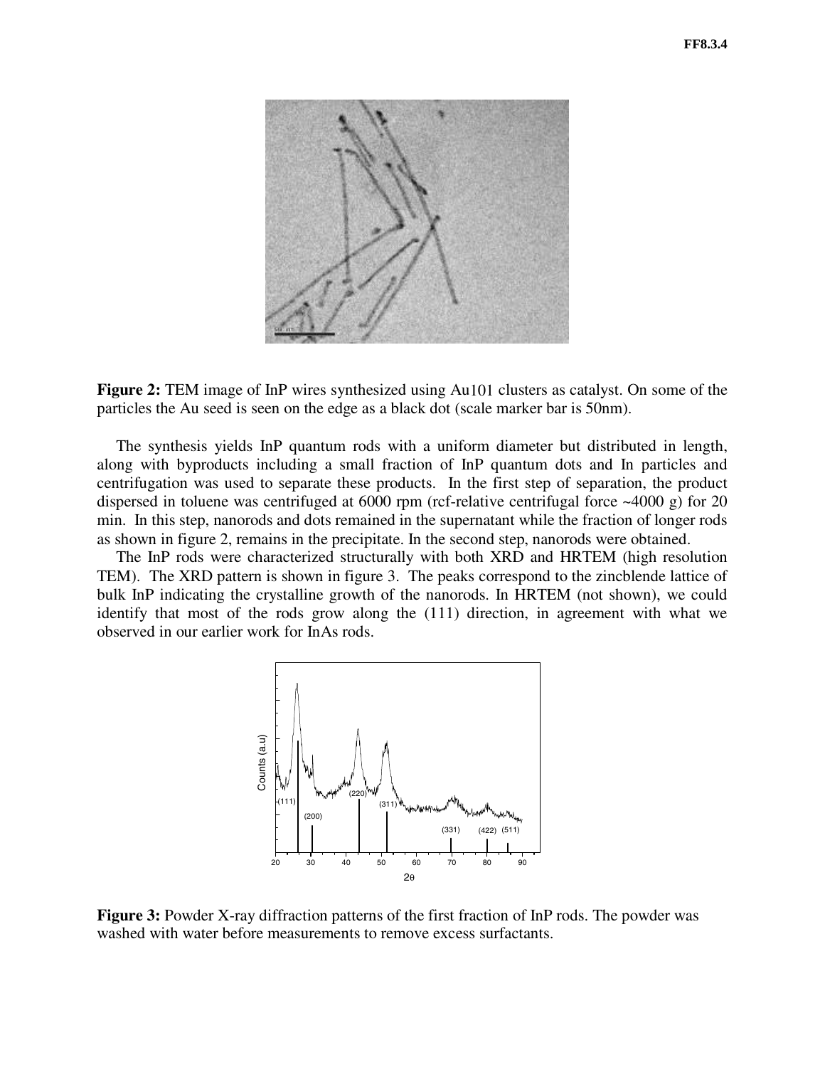**Figure 2:** TEM image of InP wires synthesized using Au101 clusters as catalyst. On some of the particles the Au seed is seen on the edge as a black dot (scale marker bar is 50nm).

The synthesis yields InP quantum rods with a uniform diameter but distributed in length, along with byproducts including a small fraction of InP quantum dots and In particles and centrifugation was used to separate these products. In the first step of separation, the product dispersed in toluene was centrifuged at 6000 rpm (rcf-relative centrifugal force ~4000 g) for 20 min. In this step, nanorods and dots remained in the supernatant while the fraction of longer rods as shown in figure 2, remains in the precipitate. In the second step, nanorods were obtained.

The InP rods were characterized structurally with both XRD and HRTEM (high resolution TEM). The XRD pattern is shown in figure 3. The peaks correspond to the zincblende lattice of bulk InP indicating the crystalline growth of the nanorods. In HRTEM (not shown), we could identify that most of the rods grow along the (111) direction, in agreement with what we observed in our earlier work for InAs rods.

**Figure 3:** Powder X-ray diffraction patterns of the first fraction of InP rods. The powder was washed with water before measurements to remove excess surfactants.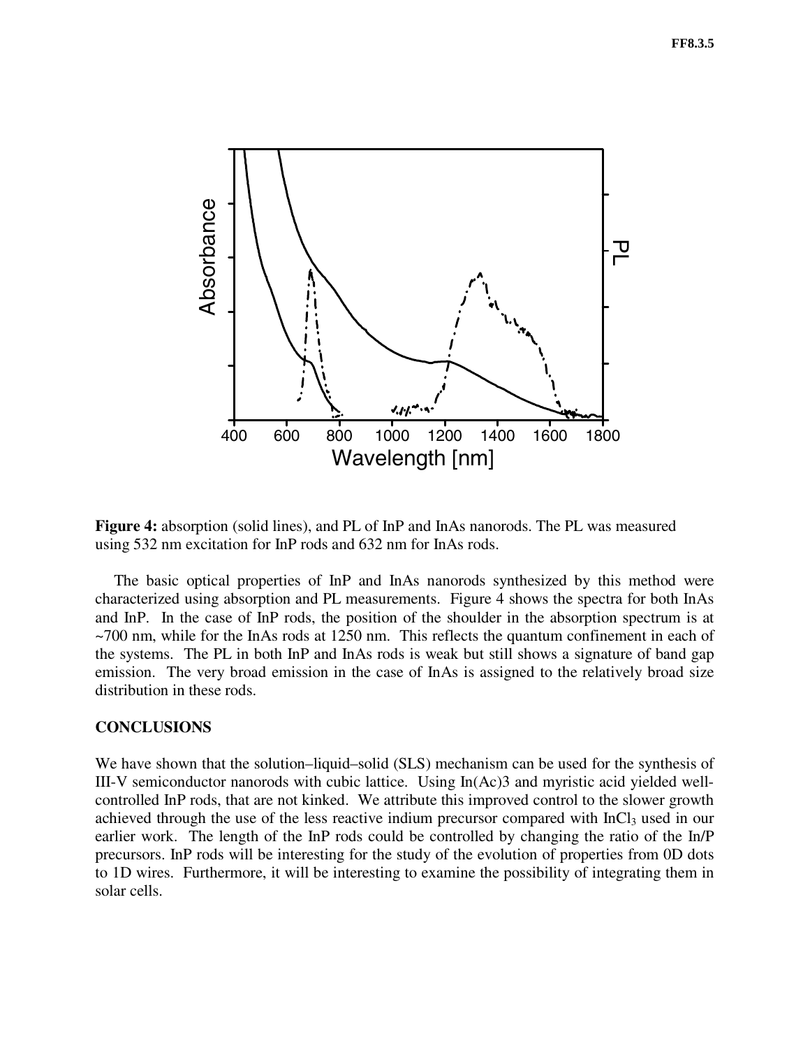**Figure 4:** absorption (solid lines), and PL of InP and InAs nanorods. The PL was measured using 532 nm excitation for InP rods and 632 nm for InAs rods.

The basic optical properties of InP and InAs nanorods synthesized by this method were characterized using absorption and PL measurements. Figure 4 shows the spectra for both InAs and InP. In the case of InP rods, the position of the shoulder in the absorption spectrum is at ~700 nm, while for the InAs rods at 1250 nm. This reflects the quantum confinement in each of the systems. The PL in both InP and InAs rods is weak but still shows a signature of band gap emission. The very broad emission in the case of InAs is assigned to the relatively broad size distribution in these rods.

## CONCLUSIONS

We have shown that the solution–liquid–solid (SLS) mechanism can be used for the synthesis of III-V semiconductor nanorods with cubic lattice. Using In(Ac)3 and myristic acid yielded well-controlled InP rods, that are not kinked. We attribute this improved control to the slower growth achieved through the use of the less reactive indium precursor compared with $InCl_3$ used in our earlier work. The length of the InP rods could be controlled by changing the ratio of the In/P precursors. InP rods will be interesting for the study of the evolution of properties from 0D dots to 1D wires. Furthermore, it will be interesting to examine the possibility of integrating them in solar cells.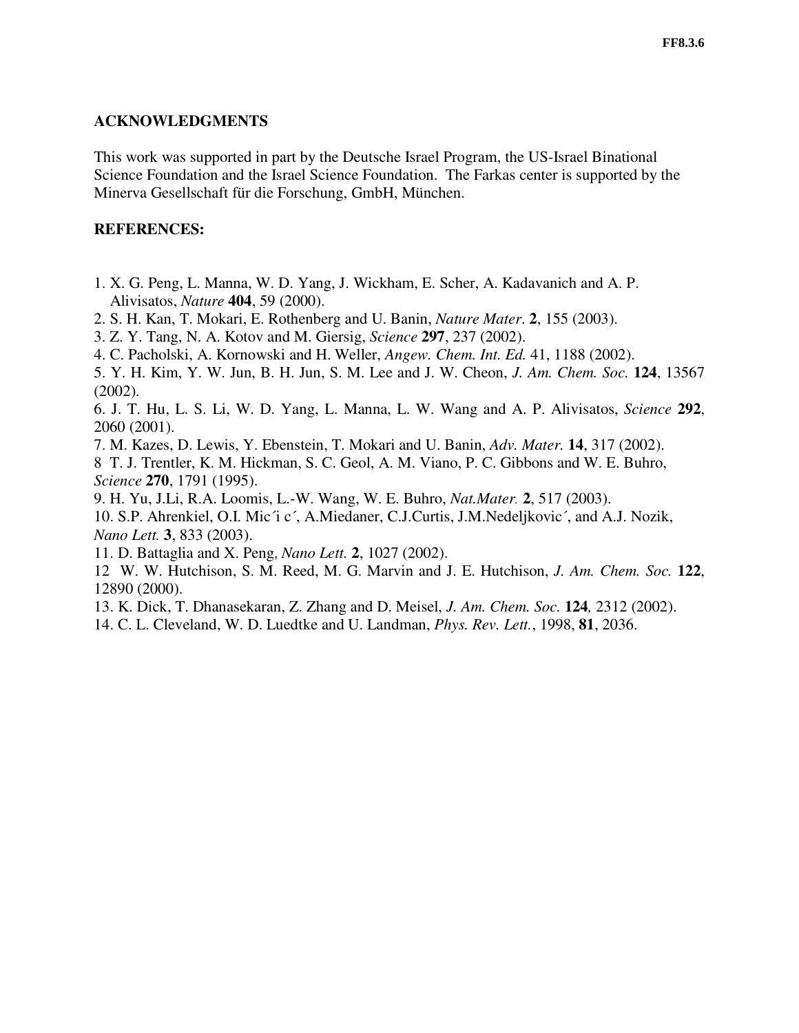## ACKNOWLEDGMENTS

This work was supported in part by the Deutsche Israel Program, the US-Israel Binational Science Foundation and the Israel Science Foundation. The Farkas center is supported by the Minerva Gesellschaft für die Forschung, GmbH, München.

## REFERENCES:

1. X. G. Peng, L. Manna, W. D. Yang, J. Wickham, E. Scher, A. Kadavanich and A. P. Alivisatos, *Nature* **404**, 59 (2000).
2. S. H. Kan, T. Mokari, E. Rothenberg and U. Banin, *Nature Mater*. **2**, 155 (2003).
3. Z. Y. Tang, N. A. Kotov and M. Giersig, *Science* **297**, 237 (2002).
4. C. Pacholski, A. Kornowski and H. Weller, *Angew. Chem. Int. Ed.* 41, 1188 (2002).
5. Y. H. Kim, Y. W. Jun, B. H. Jun, S. M. Lee and J. W. Cheon, *J. Am. Chem. Soc.* **124**, 13567 (2002).
6. J. T. Hu, L. S. Li, W. D. Yang, L. Manna, L. W. Wang and A. P. Alivisatos, *Science* **292**, 2060 (2001).
7. M. Kazes, D. Lewis, Y. Ebenstein, T. Mokari and U. Banin, *Adv. Mater.* **14**, 317 (2002).
8. T. J. Trentler, K. M. Hickman, S. C. Geol, A. M. Viano, P. C. Gibbons and W. E. Buhro, *Science* **270**, 1791 (1995).
9. H. Yu, J.Li, R.A. Loomis, L.-W. Wang, W. E. Buhro, *Nat.Mater.* **2**, 517 (2003).
10. S.P. Ahrenkiel, O.I. Mic´i c´, A.Miedaner, C.J.Curtis, J.M.Nedeljkovic´, and A.J. Nozik, *Nano Lett.* **3**, 833 (2003).
11. D. Battaglia and X. Peng, *Nano Lett.* **2**, 1027 (2002).
12. W. W. Hutchison, S. M. Reed, M. G. Marvin and J. E. Hutchison, *J. Am. Chem. Soc.* **122**, 12890 (2000).
13. K. Dick, T. Dhanasekaran, Z. Zhang and D. Meisel, *J. Am. Chem. Soc.* **124**, 2312 (2002).
14. C. L. Cleveland, W. D. Luedtke and U. Landman, *Phys. Rev. Lett.*, 1998, **81**, 2036.